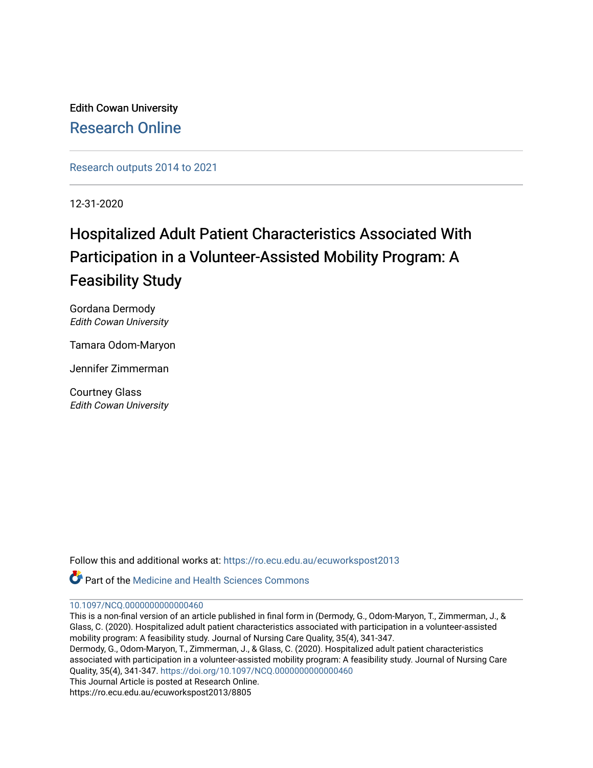Edith Cowan University

Research Online

Research outputs 2014 to 2021

12-31-2020

# Hospitalized Adult Patient Characteristics Associated With Participation in a Volunteer-Assisted Mobility Program: A Feasibility Study

Gordana Dermody
*Edith Cowan University*

Tamara Odom-Maryon

Jennifer Zimmerman

Courtney Glass
*Edith Cowan University*

Follow this and additional works at: https://ro.ecu.edu.au/ecuworkspost2013

Part of the Medicine and Health Sciences Commons

10.1097/NCQ.0000000000000460

This is a non-final version of an article published in final form in (Dermody, G., Odom-Maryon, T., Zimmerman, J., & Glass, C. (2020). Hospitalized adult patient characteristics associated with participation in a volunteer-assisted mobility program: A feasibility study. Journal of Nursing Care Quality, 35(4), 341-347.

Dermody, G., Odom-Maryon, T., Zimmerman, J., & Glass, C. (2020). Hospitalized adult patient characteristics associated with participation in a volunteer-assisted mobility program: A feasibility study. Journal of Nursing Care Quality, 35(4), 341-347. https://doi.org/10.1097/NCQ.0000000000000460

This Journal Article is posted at Research Online.

https://ro.ecu.edu.au/ecuworkspost2013/8805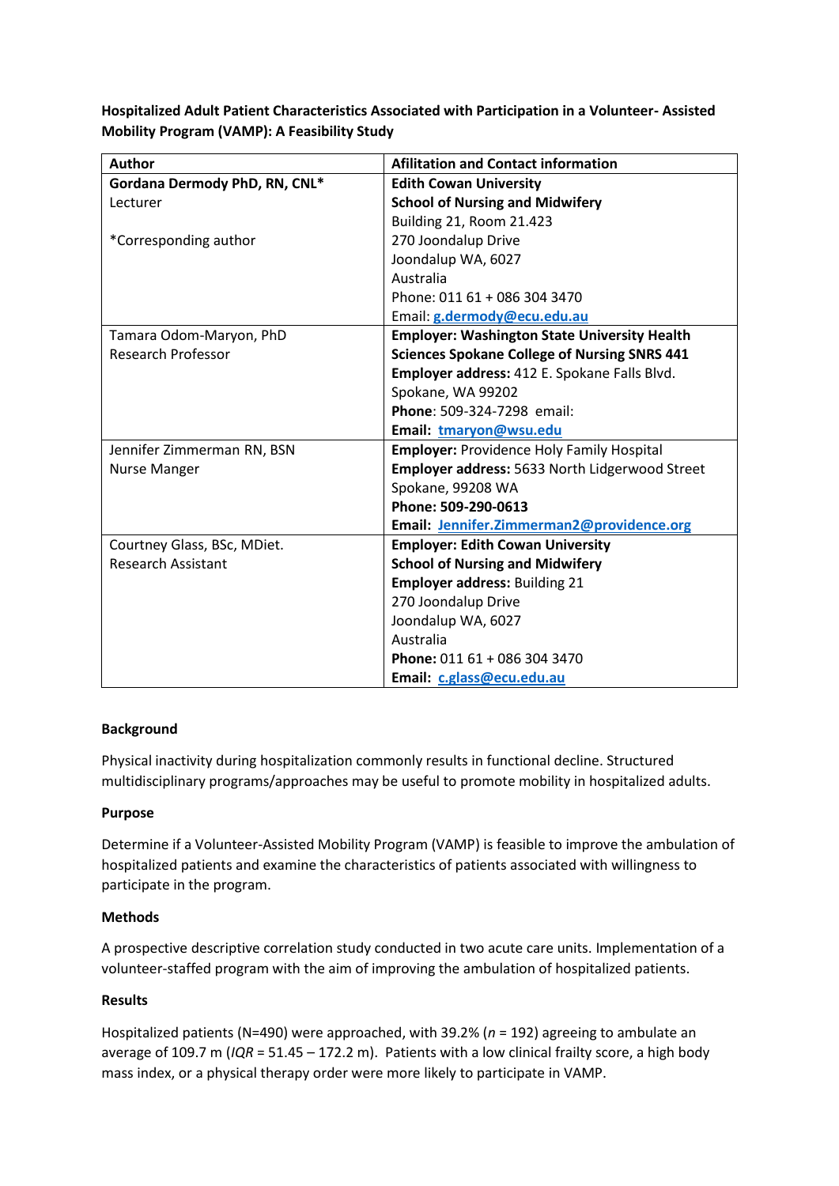**Hospitalized Adult Patient Characteristics Associated with Participation in a Volunteer- Assisted Mobility Program (VAMP): A Feasibility Study**

| Author | Afilitation and Contact information |
|---|---|
| **Gordana Dermody PhD, RN, CNL***<br>Lecturer<br><br>*Corresponding author | **Edith Cowan University**<br>**School of Nursing and Midwifery**<br>Building 21, Room 21.423<br>270 Joondalup Drive<br>Joondalup WA, 6027<br>Australia<br>Phone: 011 61 + 086 304 3470<br>Email: **g.dermody@ecu.edu.au** |
| Tamara Odom-Maryon, PhD<br>Research Professor | **Employer: Washington State University Health Sciences Spokane College of Nursing SNRS 441**<br>**Employer address:** 412 E. Spokane Falls Blvd.<br>Spokane, WA 99202<br>**Phone**: 509-324-7298 email:<br>**Email: tmaryon@wsu.edu** |
| Jennifer Zimmerman RN, BSN<br>Nurse Manger | **Employer:** Providence Holy Family Hospital<br>**Employer address:** 5633 North Lidgerwood Street<br>Spokane, 99208 WA<br>**Phone: 509-290-0613**<br>**Email: Jennifer.Zimmerman2@providence.org** |
| Courtney Glass, BSc, MDiet.<br>Research Assistant | **Employer: Edith Cowan University**<br>**School of Nursing and Midwifery**<br>**Employer address:** Building 21<br>270 Joondalup Drive<br>Joondalup WA, 6027<br>Australia<br>**Phone:** 011 61 + 086 304 3470<br>**Email: c.glass@ecu.edu.au** |

**Background**

Physical inactivity during hospitalization commonly results in functional decline. Structured multidisciplinary programs/approaches may be useful to promote mobility in hospitalized adults.

**Purpose**

Determine if a Volunteer-Assisted Mobility Program (VAMP) is feasible to improve the ambulation of hospitalized patients and examine the characteristics of patients associated with willingness to participate in the program.

**Methods**

A prospective descriptive correlation study conducted in two acute care units. Implementation of a volunteer-staffed program with the aim of improving the ambulation of hospitalized patients.

**Results**

Hospitalized patients (N=490) were approached, with 39.2% (*n* = 192) agreeing to ambulate an average of 109.7 m (*IQR* = 51.45 – 172.2 m). Patients with a low clinical frailty score, a high body mass index, or a physical therapy order were more likely to participate in VAMP.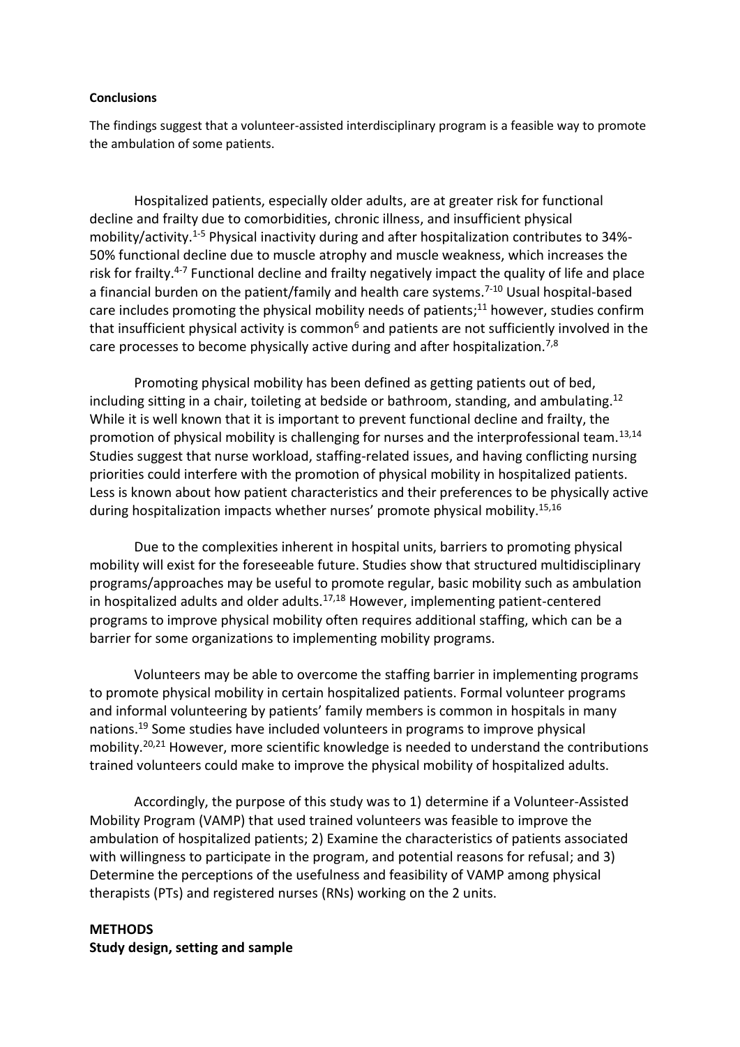**Conclusions**

The findings suggest that a volunteer-assisted interdisciplinary program is a feasible way to promote the ambulation of some patients.

Hospitalized patients, especially older adults, are at greater risk for functional decline and frailty due to comorbidities, chronic illness, and insufficient physical mobility/activity.[1-5] Physical inactivity during and after hospitalization contributes to 34%-50% functional decline due to muscle atrophy and muscle weakness, which increases the risk for frailty.[4-7] Functional decline and frailty negatively impact the quality of life and place a financial burden on the patient/family and health care systems.[7-10] Usual hospital-based care includes promoting the physical mobility needs of patients;[11] however, studies confirm that insufficient physical activity is common[6] and patients are not sufficiently involved in the care processes to become physically active during and after hospitalization.[7,8]

Promoting physical mobility has been defined as getting patients out of bed, including sitting in a chair, toileting at bedside or bathroom, standing, and ambulating.[12] While it is well known that it is important to prevent functional decline and frailty, the promotion of physical mobility is challenging for nurses and the interprofessional team.[13,14] Studies suggest that nurse workload, staffing-related issues, and having conflicting nursing priorities could interfere with the promotion of physical mobility in hospitalized patients. Less is known about how patient characteristics and their preferences to be physically active during hospitalization impacts whether nurses' promote physical mobility.[15,16]

Due to the complexities inherent in hospital units, barriers to promoting physical mobility will exist for the foreseeable future. Studies show that structured multidisciplinary programs/approaches may be useful to promote regular, basic mobility such as ambulation in hospitalized adults and older adults.[17,18] However, implementing patient-centered programs to improve physical mobility often requires additional staffing, which can be a barrier for some organizations to implementing mobility programs.

Volunteers may be able to overcome the staffing barrier in implementing programs to promote physical mobility in certain hospitalized patients. Formal volunteer programs and informal volunteering by patients' family members is common in hospitals in many nations.[19] Some studies have included volunteers in programs to improve physical mobility.[20,21] However, more scientific knowledge is needed to understand the contributions trained volunteers could make to improve the physical mobility of hospitalized adults.

Accordingly, the purpose of this study was to 1) determine if a Volunteer-Assisted Mobility Program (VAMP) that used trained volunteers was feasible to improve the ambulation of hospitalized patients; 2) Examine the characteristics of patients associated with willingness to participate in the program, and potential reasons for refusal; and 3) Determine the perceptions of the usefulness and feasibility of VAMP among physical therapists (PTs) and registered nurses (RNs) working on the 2 units.

## METHODS

### Study design, setting and sample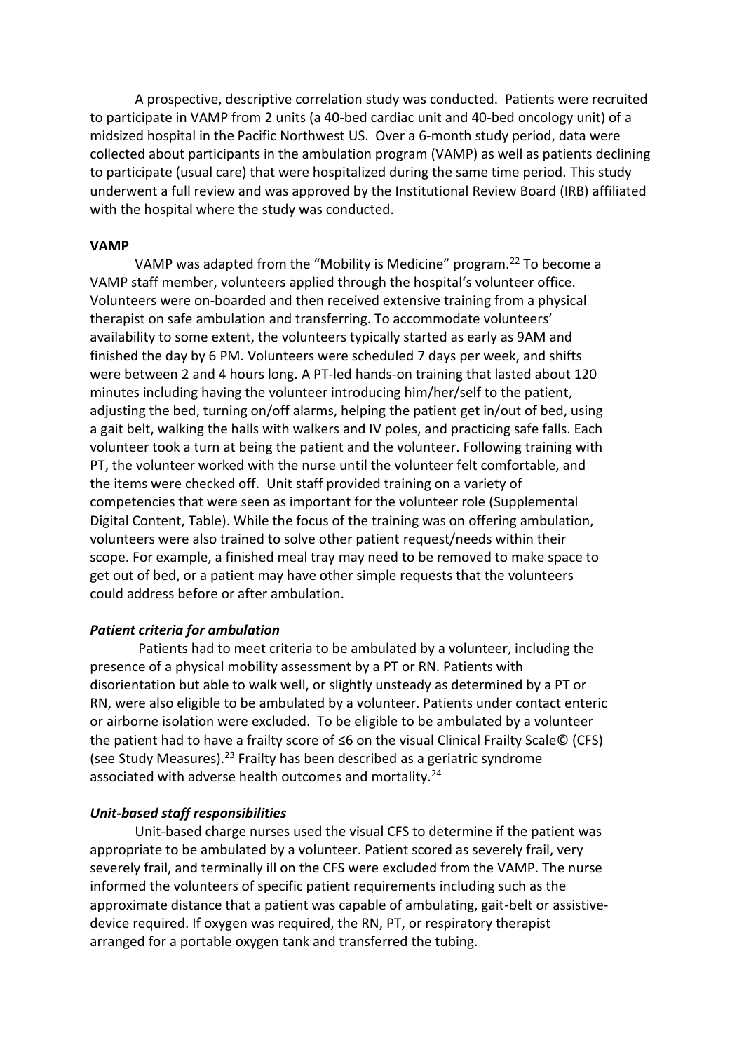A prospective, descriptive correlation study was conducted. Patients were recruited to participate in VAMP from 2 units (a 40-bed cardiac unit and 40-bed oncology unit) of a midsized hospital in the Pacific Northwest US. Over a 6-month study period, data were collected about participants in the ambulation program (VAMP) as well as patients declining to participate (usual care) that were hospitalized during the same time period. This study underwent a full review and was approved by the Institutional Review Board (IRB) affiliated with the hospital where the study was conducted.

**VAMP**

VAMP was adapted from the "Mobility is Medicine" program.[22] To become a VAMP staff member, volunteers applied through the hospital's volunteer office. Volunteers were on-boarded and then received extensive training from a physical therapist on safe ambulation and transferring. To accommodate volunteers' availability to some extent, the volunteers typically started as early as 9AM and finished the day by 6 PM. Volunteers were scheduled 7 days per week, and shifts were between 2 and 4 hours long. A PT-led hands-on training that lasted about 120 minutes including having the volunteer introducing him/her/self to the patient, adjusting the bed, turning on/off alarms, helping the patient get in/out of bed, using a gait belt, walking the halls with walkers and IV poles, and practicing safe falls. Each volunteer took a turn at being the patient and the volunteer. Following training with PT, the volunteer worked with the nurse until the volunteer felt comfortable, and the items were checked off. Unit staff provided training on a variety of competencies that were seen as important for the volunteer role (Supplemental Digital Content, Table). While the focus of the training was on offering ambulation, volunteers were also trained to solve other patient request/needs within their scope. For example, a finished meal tray may need to be removed to make space to get out of bed, or a patient may have other simple requests that the volunteers could address before or after ambulation.

***Patient criteria for ambulation***

Patients had to meet criteria to be ambulated by a volunteer, including the presence of a physical mobility assessment by a PT or RN. Patients with disorientation but able to walk well, or slightly unsteady as determined by a PT or RN, were also eligible to be ambulated by a volunteer. Patients under contact enteric or airborne isolation were excluded. To be eligible to be ambulated by a volunteer the patient had to have a frailty score of ≤6 on the visual Clinical Frailty Scale© (CFS) (see Study Measures).[23] Frailty has been described as a geriatric syndrome associated with adverse health outcomes and mortality.[24]

***Unit-based staff responsibilities***

Unit-based charge nurses used the visual CFS to determine if the patient was appropriate to be ambulated by a volunteer. Patient scored as severely frail, very severely frail, and terminally ill on the CFS were excluded from the VAMP. The nurse informed the volunteers of specific patient requirements including such as the approximate distance that a patient was capable of ambulating, gait-belt or assistive-device required. If oxygen was required, the RN, PT, or respiratory therapist arranged for a portable oxygen tank and transferred the tubing.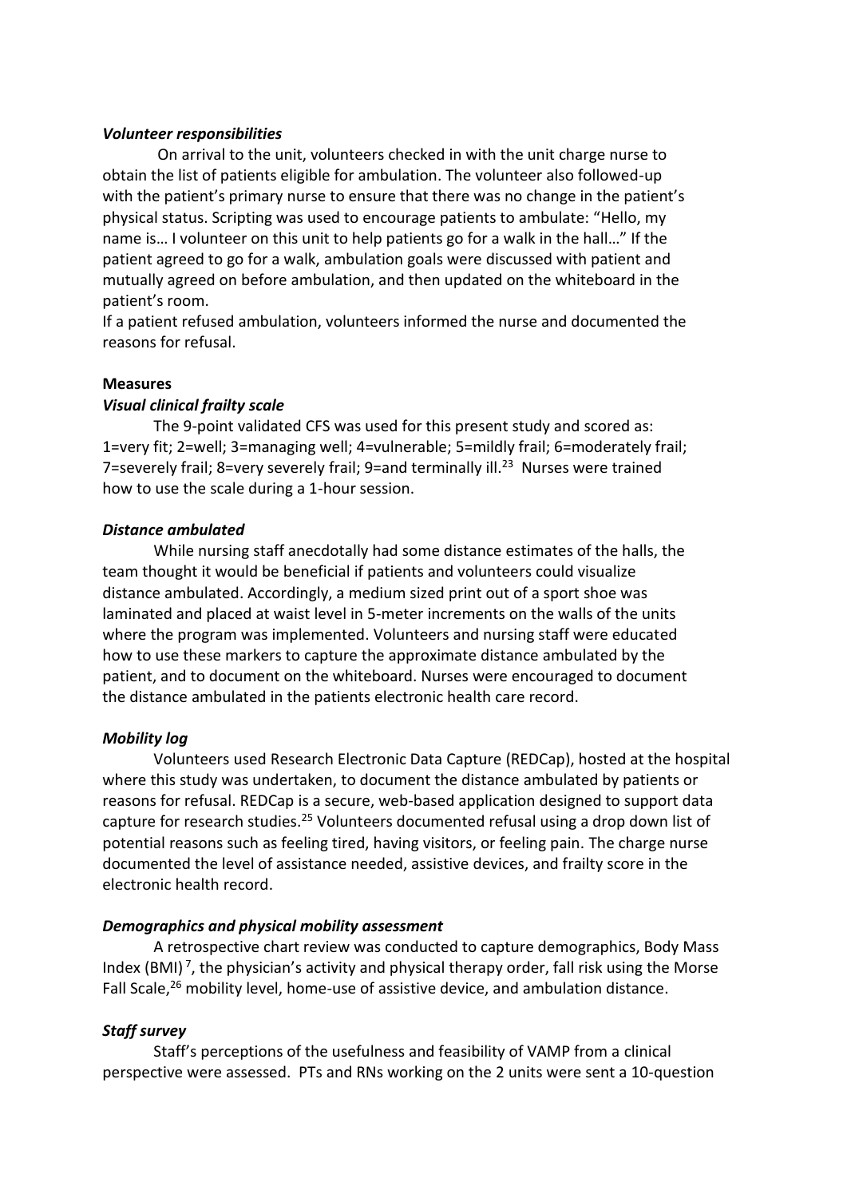***Volunteer responsibilities***

On arrival to the unit, volunteers checked in with the unit charge nurse to obtain the list of patients eligible for ambulation. The volunteer also followed-up with the patient's primary nurse to ensure that there was no change in the patient's physical status. Scripting was used to encourage patients to ambulate: "Hello, my name is… I volunteer on this unit to help patients go for a walk in the hall…" If the patient agreed to go for a walk, ambulation goals were discussed with patient and mutually agreed on before ambulation, and then updated on the whiteboard in the patient's room.

If a patient refused ambulation, volunteers informed the nurse and documented the reasons for refusal.

**Measures**

***Visual clinical frailty scale***

The 9-point validated CFS was used for this present study and scored as: 1=very fit; 2=well; 3=managing well; 4=vulnerable; 5=mildly frail; 6=moderately frail; 7=severely frail; 8=very severely frail; 9=and terminally ill.[23] Nurses were trained how to use the scale during a 1-hour session.

***Distance ambulated***

While nursing staff anecdotally had some distance estimates of the halls, the team thought it would be beneficial if patients and volunteers could visualize distance ambulated. Accordingly, a medium sized print out of a sport shoe was laminated and placed at waist level in 5-meter increments on the walls of the units where the program was implemented. Volunteers and nursing staff were educated how to use these markers to capture the approximate distance ambulated by the patient, and to document on the whiteboard. Nurses were encouraged to document the distance ambulated in the patients electronic health care record.

***Mobility log***

Volunteers used Research Electronic Data Capture (REDCap), hosted at the hospital where this study was undertaken, to document the distance ambulated by patients or reasons for refusal. REDCap is a secure, web-based application designed to support data capture for research studies.[25] Volunteers documented refusal using a drop down list of potential reasons such as feeling tired, having visitors, or feeling pain. The charge nurse documented the level of assistance needed, assistive devices, and frailty score in the electronic health record.

***Demographics and physical mobility assessment***

A retrospective chart review was conducted to capture demographics, Body Mass Index (BMI)[7], the physician's activity and physical therapy order, fall risk using the Morse Fall Scale,[26] mobility level, home-use of assistive device, and ambulation distance.

***Staff survey***

Staff's perceptions of the usefulness and feasibility of VAMP from a clinical perspective were assessed. PTs and RNs working on the 2 units were sent a 10-question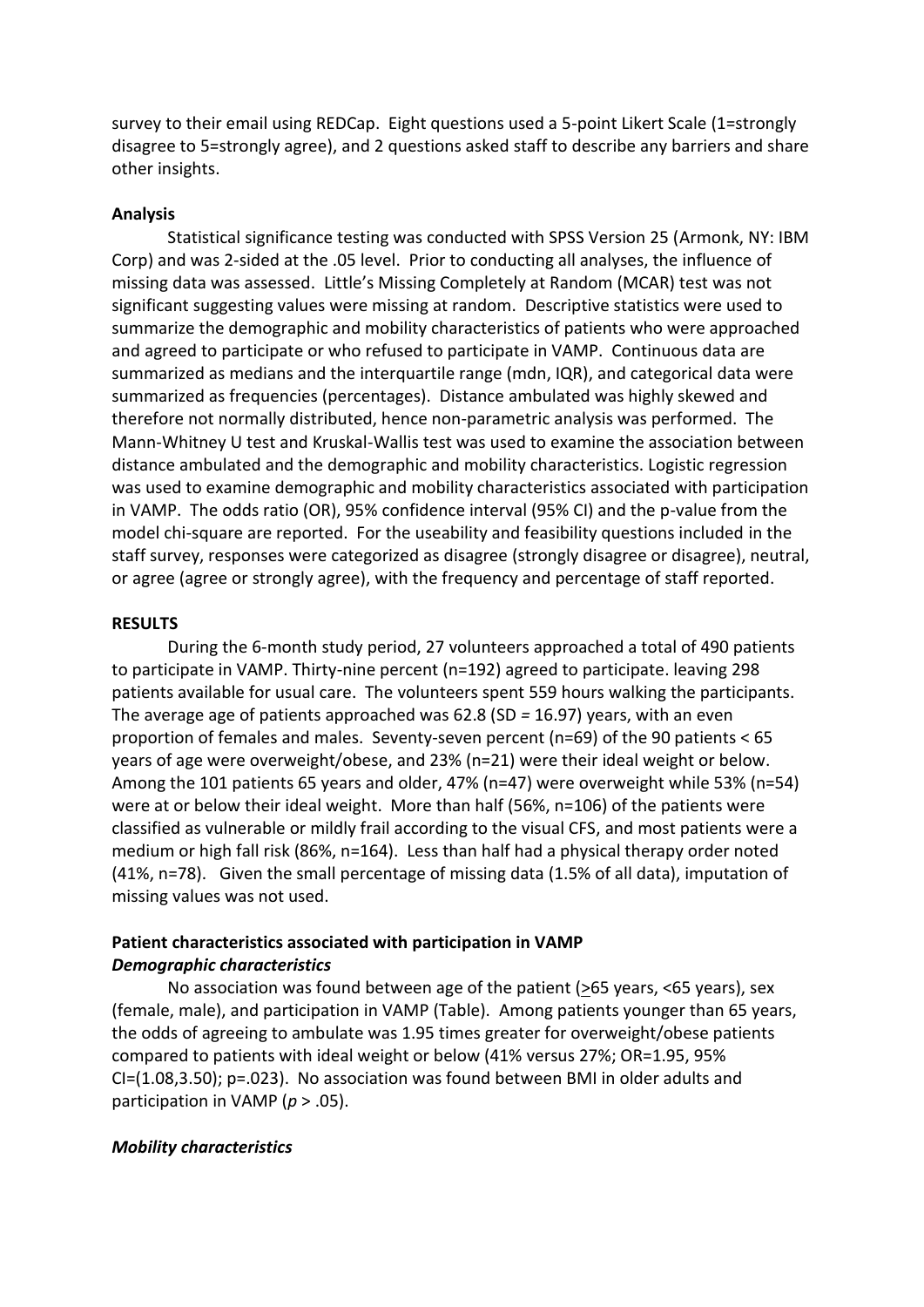survey to their email using REDCap. Eight questions used a 5-point Likert Scale (1=strongly disagree to 5=strongly agree), and 2 questions asked staff to describe any barriers and share other insights.

**Analysis**

Statistical significance testing was conducted with SPSS Version 25 (Armonk, NY: IBM Corp) and was 2-sided at the .05 level. Prior to conducting all analyses, the influence of missing data was assessed. Little's Missing Completely at Random (MCAR) test was not significant suggesting values were missing at random. Descriptive statistics were used to summarize the demographic and mobility characteristics of patients who were approached and agreed to participate or who refused to participate in VAMP. Continuous data are summarized as medians and the interquartile range (mdn, IQR), and categorical data were summarized as frequencies (percentages). Distance ambulated was highly skewed and therefore not normally distributed, hence non-parametric analysis was performed. The Mann-Whitney U test and Kruskal-Wallis test was used to examine the association between distance ambulated and the demographic and mobility characteristics. Logistic regression was used to examine demographic and mobility characteristics associated with participation in VAMP. The odds ratio (OR), 95% confidence interval (95% CI) and the p-value from the model chi-square are reported. For the useability and feasibility questions included in the staff survey, responses were categorized as disagree (strongly disagree or disagree), neutral, or agree (agree or strongly agree), with the frequency and percentage of staff reported.

**RESULTS**

During the 6-month study period, 27 volunteers approached a total of 490 patients to participate in VAMP. Thirty-nine percent (n=192) agreed to participate. leaving 298 patients available for usual care. The volunteers spent 559 hours walking the participants. The average age of patients approached was 62.8 (SD = 16.97) years, with an even proportion of females and males. Seventy-seven percent (n=69) of the 90 patients < 65 years of age were overweight/obese, and 23% (n=21) were their ideal weight or below. Among the 101 patients 65 years and older, 47% (n=47) were overweight while 53% (n=54) were at or below their ideal weight. More than half (56%, n=106) of the patients were classified as vulnerable or mildly frail according to the visual CFS, and most patients were a medium or high fall risk (86%, n=164). Less than half had a physical therapy order noted (41%, n=78). Given the small percentage of missing data (1.5% of all data), imputation of missing values was not used.

**Patient characteristics associated with participation in VAMP**

***Demographic characteristics***

No association was found between age of the patient ($\geq$65 years, <65 years), sex (female, male), and participation in VAMP (Table). Among patients younger than 65 years, the odds of agreeing to ambulate was 1.95 times greater for overweight/obese patients compared to patients with ideal weight or below (41% versus 27%; OR=1.95, 95% CI=(1.08,3.50); p=.023). No association was found between BMI in older adults and participation in VAMP ($p$ > .05).

***Mobility characteristics***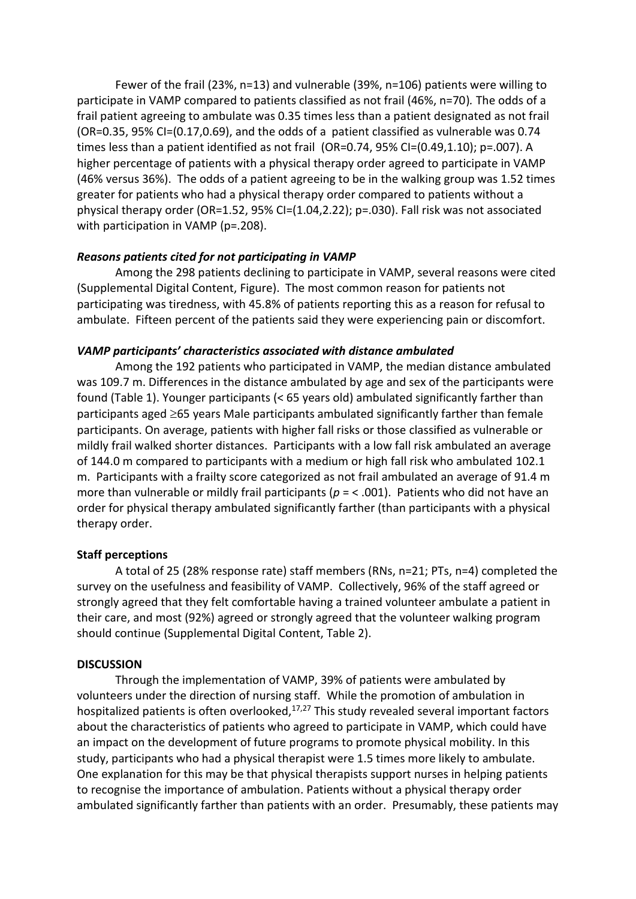Fewer of the frail (23%, n=13) and vulnerable (39%, n=106) patients were willing to participate in VAMP compared to patients classified as not frail (46%, n=70)*.* The odds of a frail patient agreeing to ambulate was 0.35 times less than a patient designated as not frail (OR=0.35, 95% CI=(0.17,0.69), and the odds of a patient classified as vulnerable was 0.74 times less than a patient identified as not frail (OR=0.74, 95% CI=(0.49,1.10); p=.007). A higher percentage of patients with a physical therapy order agreed to participate in VAMP (46% versus 36%). The odds of a patient agreeing to be in the walking group was 1.52 times greater for patients who had a physical therapy order compared to patients without a physical therapy order (OR=1.52, 95% CI=(1.04,2.22); p=.030). Fall risk was not associated with participation in VAMP (p=.208).

***Reasons patients cited for not participating in VAMP***

Among the 298 patients declining to participate in VAMP, several reasons were cited (Supplemental Digital Content, Figure). The most common reason for patients not participating was tiredness, with 45.8% of patients reporting this as a reason for refusal to ambulate. Fifteen percent of the patients said they were experiencing pain or discomfort.

***VAMP participants' characteristics associated with distance ambulated***

Among the 192 patients who participated in VAMP, the median distance ambulated was 109.7 m. Differences in the distance ambulated by age and sex of the participants were found (Table 1). Younger participants (< 65 years old) ambulated significantly farther than participants aged $\geq$65 years Male participants ambulated significantly farther than female participants. On average, patients with higher fall risks or those classified as vulnerable or mildly frail walked shorter distances. Participants with a low fall risk ambulated an average of 144.0 m compared to participants with a medium or high fall risk who ambulated 102.1 m. Participants with a frailty score categorized as not frail ambulated an average of 91.4 m more than vulnerable or mildly frail participants ($p$ = < .001). Patients who did not have an order for physical therapy ambulated significantly farther (than participants with a physical therapy order.

**Staff perceptions**

A total of 25 (28% response rate) staff members (RNs, n=21; PTs, n=4) completed the survey on the usefulness and feasibility of VAMP. Collectively, 96% of the staff agreed or strongly agreed that they felt comfortable having a trained volunteer ambulate a patient in their care, and most (92%) agreed or strongly agreed that the volunteer walking program should continue (Supplemental Digital Content, Table 2).

**DISCUSSION**

Through the implementation of VAMP, 39% of patients were ambulated by volunteers under the direction of nursing staff. While the promotion of ambulation in hospitalized patients is often overlooked,[17,27] This study revealed several important factors about the characteristics of patients who agreed to participate in VAMP, which could have an impact on the development of future programs to promote physical mobility. In this study, participants who had a physical therapist were 1.5 times more likely to ambulate. One explanation for this may be that physical therapists support nurses in helping patients to recognise the importance of ambulation. Patients without a physical therapy order ambulated significantly farther than patients with an order. Presumably, these patients may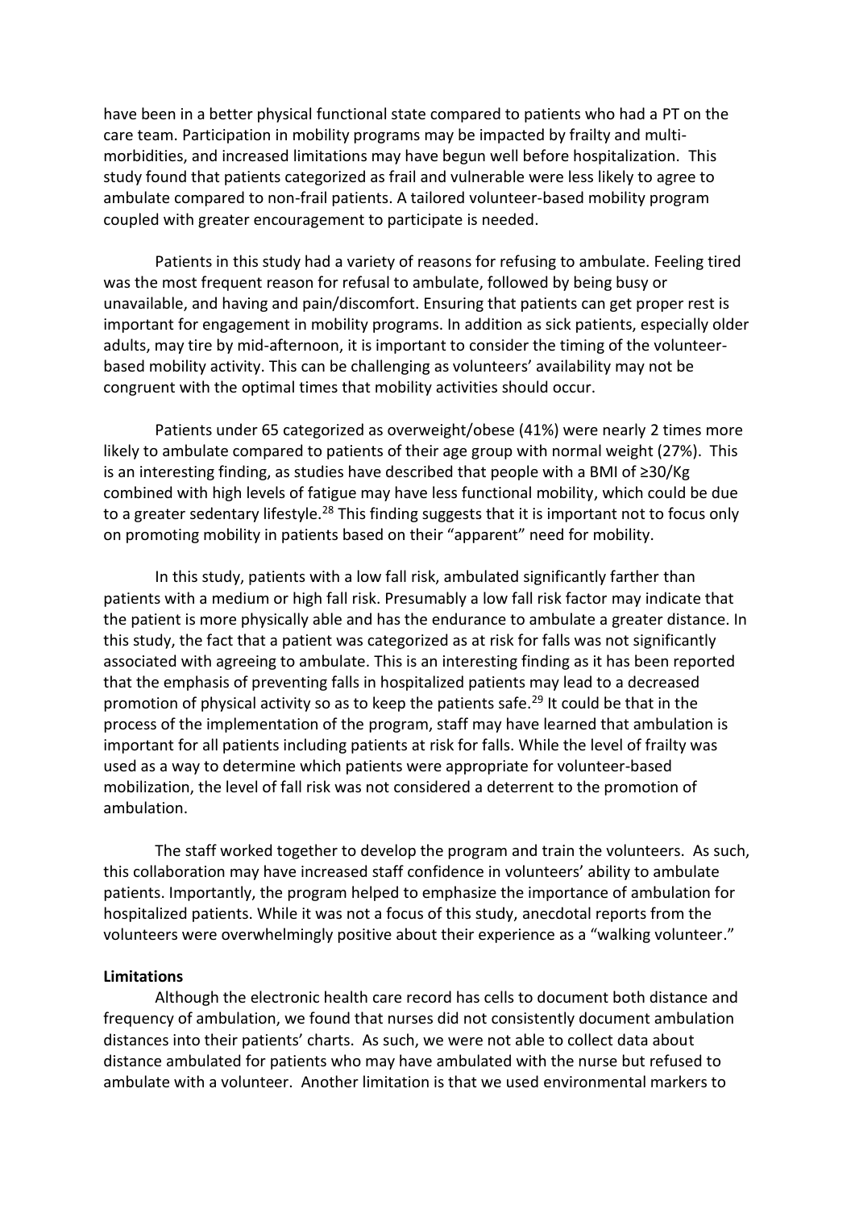have been in a better physical functional state compared to patients who had a PT on the care team. Participation in mobility programs may be impacted by frailty and multi-morbidities, and increased limitations may have begun well before hospitalization. This study found that patients categorized as frail and vulnerable were less likely to agree to ambulate compared to non-frail patients. A tailored volunteer-based mobility program coupled with greater encouragement to participate is needed.

Patients in this study had a variety of reasons for refusing to ambulate. Feeling tired was the most frequent reason for refusal to ambulate, followed by being busy or unavailable, and having and pain/discomfort. Ensuring that patients can get proper rest is important for engagement in mobility programs. In addition as sick patients, especially older adults, may tire by mid-afternoon, it is important to consider the timing of the volunteer-based mobility activity. This can be challenging as volunteers' availability may not be congruent with the optimal times that mobility activities should occur.

Patients under 65 categorized as overweight/obese (41%) were nearly 2 times more likely to ambulate compared to patients of their age group with normal weight (27%). This is an interesting finding, as studies have described that people with a BMI of ≥30/Kg combined with high levels of fatigue may have less functional mobility, which could be due to a greater sedentary lifestyle.[28] This finding suggests that it is important not to focus only on promoting mobility in patients based on their "apparent" need for mobility.

In this study, patients with a low fall risk, ambulated significantly farther than patients with a medium or high fall risk. Presumably a low fall risk factor may indicate that the patient is more physically able and has the endurance to ambulate a greater distance. In this study, the fact that a patient was categorized as at risk for falls was not significantly associated with agreeing to ambulate. This is an interesting finding as it has been reported that the emphasis of preventing falls in hospitalized patients may lead to a decreased promotion of physical activity so as to keep the patients safe.[29] It could be that in the process of the implementation of the program, staff may have learned that ambulation is important for all patients including patients at risk for falls. While the level of frailty was used as a way to determine which patients were appropriate for volunteer-based mobilization, the level of fall risk was not considered a deterrent to the promotion of ambulation.

The staff worked together to develop the program and train the volunteers. As such, this collaboration may have increased staff confidence in volunteers' ability to ambulate patients. Importantly, the program helped to emphasize the importance of ambulation for hospitalized patients. While it was not a focus of this study, anecdotal reports from the volunteers were overwhelmingly positive about their experience as a "walking volunteer."

**Limitations**

Although the electronic health care record has cells to document both distance and frequency of ambulation, we found that nurses did not consistently document ambulation distances into their patients' charts. As such, we were not able to collect data about distance ambulated for patients who may have ambulated with the nurse but refused to ambulate with a volunteer. Another limitation is that we used environmental markers to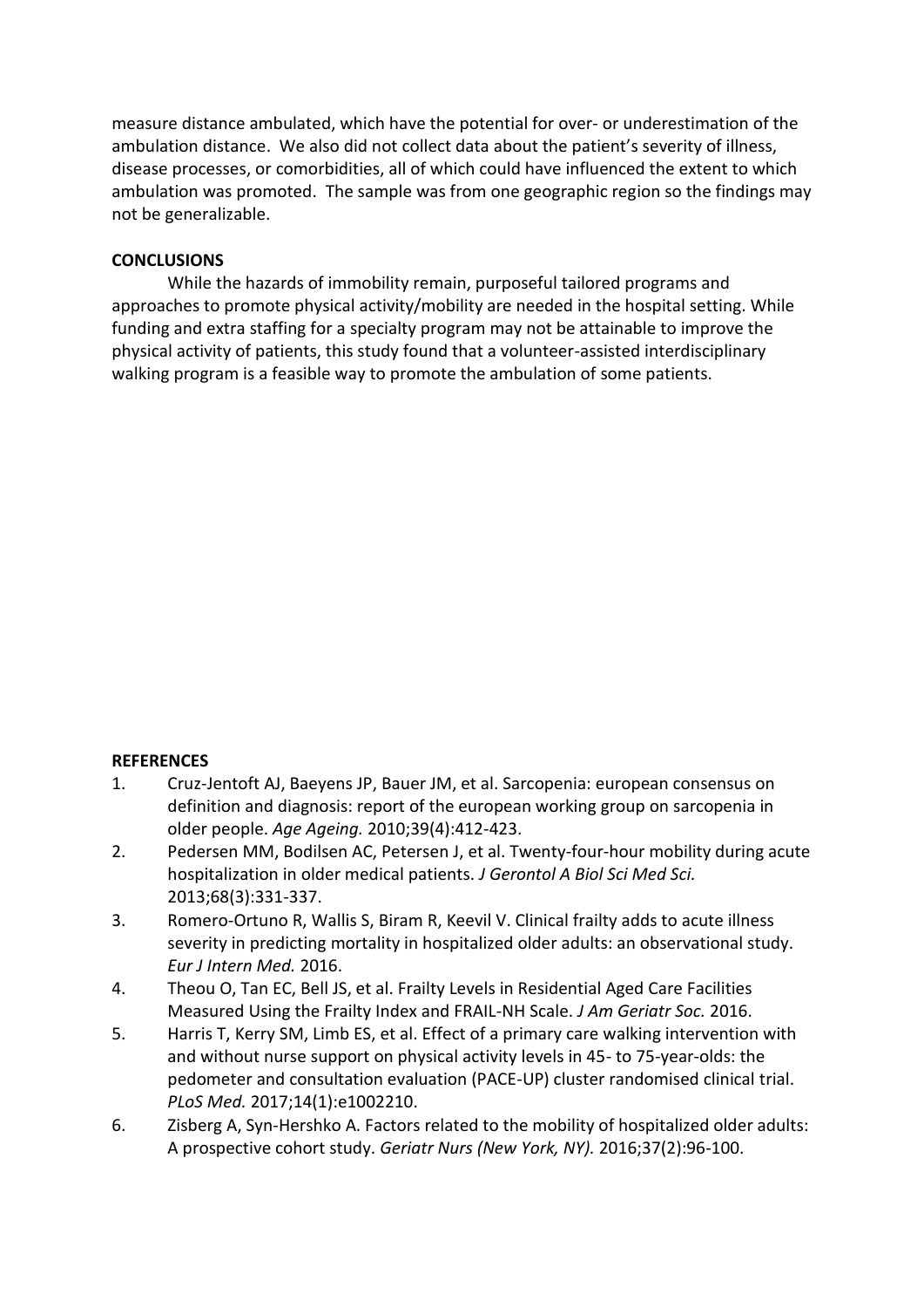measure distance ambulated, which have the potential for over- or underestimation of the ambulation distance. We also did not collect data about the patient's severity of illness, disease processes, or comorbidities, all of which could have influenced the extent to which ambulation was promoted. The sample was from one geographic region so the findings may not be generalizable.

**CONCLUSIONS**

While the hazards of immobility remain, purposeful tailored programs and approaches to promote physical activity/mobility are needed in the hospital setting. While funding and extra staffing for a specialty program may not be attainable to improve the physical activity of patients, this study found that a volunteer-assisted interdisciplinary walking program is a feasible way to promote the ambulation of some patients.

**REFERENCES**

1. Cruz-Jentoft AJ, Baeyens JP, Bauer JM, et al. Sarcopenia: european consensus on definition and diagnosis: report of the european working group on sarcopenia in older people. *Age Ageing.* 2010;39(4):412-423.
2. Pedersen MM, Bodilsen AC, Petersen J, et al. Twenty-four-hour mobility during acute hospitalization in older medical patients. *J Gerontol A Biol Sci Med Sci.* 2013;68(3):331-337.
3. Romero-Ortuno R, Wallis S, Biram R, Keevil V. Clinical frailty adds to acute illness severity in predicting mortality in hospitalized older adults: an observational study. *Eur J Intern Med.* 2016.
4. Theou O, Tan EC, Bell JS, et al. Frailty Levels in Residential Aged Care Facilities Measured Using the Frailty Index and FRAIL-NH Scale. *J Am Geriatr Soc.* 2016.
5. Harris T, Kerry SM, Limb ES, et al. Effect of a primary care walking intervention with and without nurse support on physical activity levels in 45- to 75-year-olds: the pedometer and consultation evaluation (PACE-UP) cluster randomised clinical trial. *PLoS Med.* 2017;14(1):e1002210.
6. Zisberg A, Syn-Hershko A. Factors related to the mobility of hospitalized older adults: A prospective cohort study. *Geriatr Nurs (New York, NY).* 2016;37(2):96-100.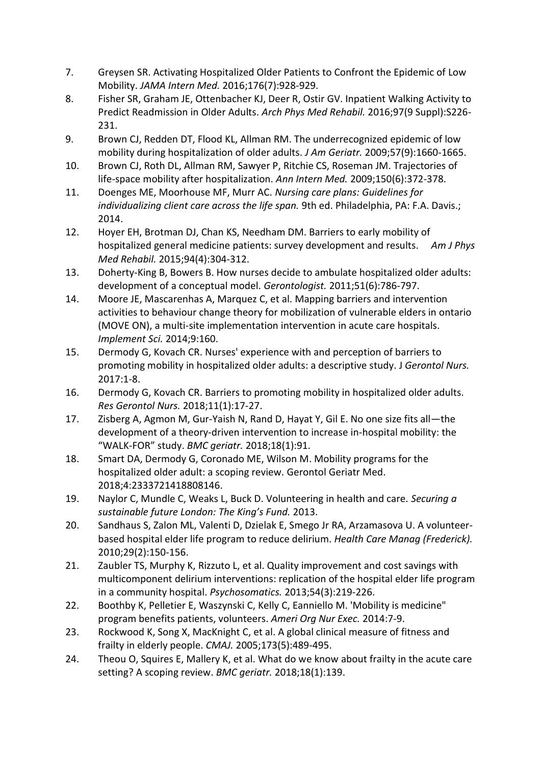7. Greysen SR. Activating Hospitalized Older Patients to Confront the Epidemic of Low Mobility. *JAMA Intern Med.* 2016;176(7):928-929.
8. Fisher SR, Graham JE, Ottenbacher KJ, Deer R, Ostir GV. Inpatient Walking Activity to Predict Readmission in Older Adults. *Arch Phys Med Rehabil.* 2016;97(9 Suppl):S226-231.
9. Brown CJ, Redden DT, Flood KL, Allman RM. The underrecognized epidemic of low mobility during hospitalization of older adults. *J Am Geriatr.* 2009;57(9):1660-1665.
10. Brown CJ, Roth DL, Allman RM, Sawyer P, Ritchie CS, Roseman JM. Trajectories of life-space mobility after hospitalization. *Ann Intern Med.* 2009;150(6):372-378.
11. Doenges ME, Moorhouse MF, Murr AC. *Nursing care plans: Guidelines for individualizing client care across the life span.* 9th ed. Philadelphia, PA: F.A. Davis.; 2014.
12. Hoyer EH, Brotman DJ, Chan KS, Needham DM. Barriers to early mobility of hospitalized general medicine patients: survey development and results. *Am J Phys Med Rehabil.* 2015;94(4):304-312.
13. Doherty-King B, Bowers B. How nurses decide to ambulate hospitalized older adults: development of a conceptual model. *Gerontologist.* 2011;51(6):786-797.
14. Moore JE, Mascarenhas A, Marquez C, et al. Mapping barriers and intervention activities to behaviour change theory for mobilization of vulnerable elders in ontario (MOVE ON), a multi-site implementation intervention in acute care hospitals. *Implement Sci.* 2014;9:160.
15. Dermody G, Kovach CR. Nurses' experience with and perception of barriers to promoting mobility in hospitalized older adults: a descriptive study. J *Gerontol Nurs.* 2017:1-8.
16. Dermody G, Kovach CR. Barriers to promoting mobility in hospitalized older adults. *Res Gerontol Nurs.* 2018;11(1):17-27.
17. Zisberg A, Agmon M, Gur-Yaish N, Rand D, Hayat Y, Gil E. No one size fits all—the development of a theory-driven intervention to increase in-hospital mobility: the "WALK-FOR" study. *BMC geriatr.* 2018;18(1):91.
18. Smart DA, Dermody G, Coronado ME, Wilson M. Mobility programs for the hospitalized older adult: a scoping review. Gerontol Geriatr Med. 2018;4:2333721418808146.
19. Naylor C, Mundle C, Weaks L, Buck D. Volunteering in health and care. *Securing a sustainable future London: The King's Fund.* 2013.
20. Sandhaus S, Zalon ML, Valenti D, Dzielak E, Smego Jr RA, Arzamasova U. A volunteer-based hospital elder life program to reduce delirium. *Health Care Manag (Frederick).* 2010;29(2):150-156.
21. Zaubler TS, Murphy K, Rizzuto L, et al. Quality improvement and cost savings with multicomponent delirium interventions: replication of the hospital elder life program in a community hospital. *Psychosomatics.* 2013;54(3):219-226.
22. Boothby K, Pelletier E, Waszynski C, Kelly C, Eanniello M. 'Mobility is medicine" program benefits patients, volunteers. *Ameri Org Nur Exec.* 2014:7-9.
23. Rockwood K, Song X, MacKnight C, et al. A global clinical measure of fitness and frailty in elderly people. *CMAJ.* 2005;173(5):489-495.
24. Theou O, Squires E, Mallery K, et al. What do we know about frailty in the acute care setting? A scoping review. *BMC geriatr.* 2018;18(1):139.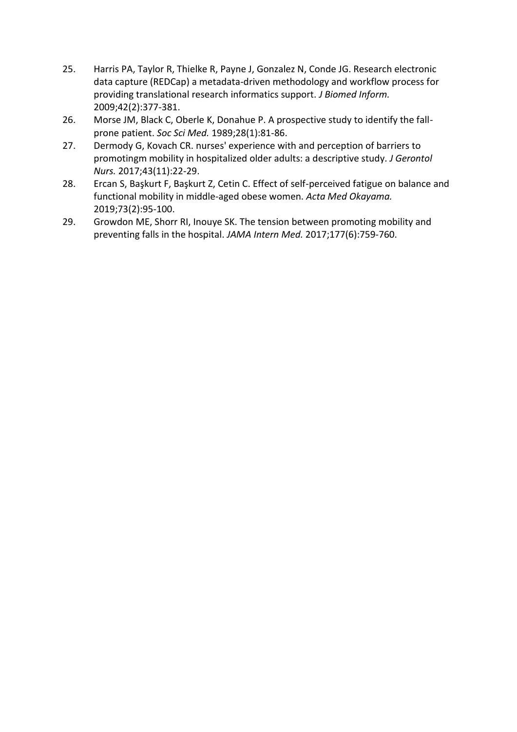25. Harris PA, Taylor R, Thielke R, Payne J, Gonzalez N, Conde JG. Research electronic data capture (REDCap) a metadata-driven methodology and workflow process for providing translational research informatics support. *J Biomed Inform.* 2009;42(2):377-381.
26. Morse JM, Black C, Oberle K, Donahue P. A prospective study to identify the fall-prone patient. *Soc Sci Med.* 1989;28(1):81-86.
27. Dermody G, Kovach CR. nurses' experience with and perception of barriers to promotingm mobility in hospitalized older adults: a descriptive study. *J Gerontol Nurs.* 2017;43(11):22-29.
28. Ercan S, Başkurt F, Başkurt Z, Cetin C. Effect of self-perceived fatigue on balance and functional mobility in middle-aged obese women. *Acta Med Okayama.* 2019;73(2):95-100.
29. Growdon ME, Shorr RI, Inouye SK. The tension between promoting mobility and preventing falls in the hospital. *JAMA Intern Med.* 2017;177(6):759-760.